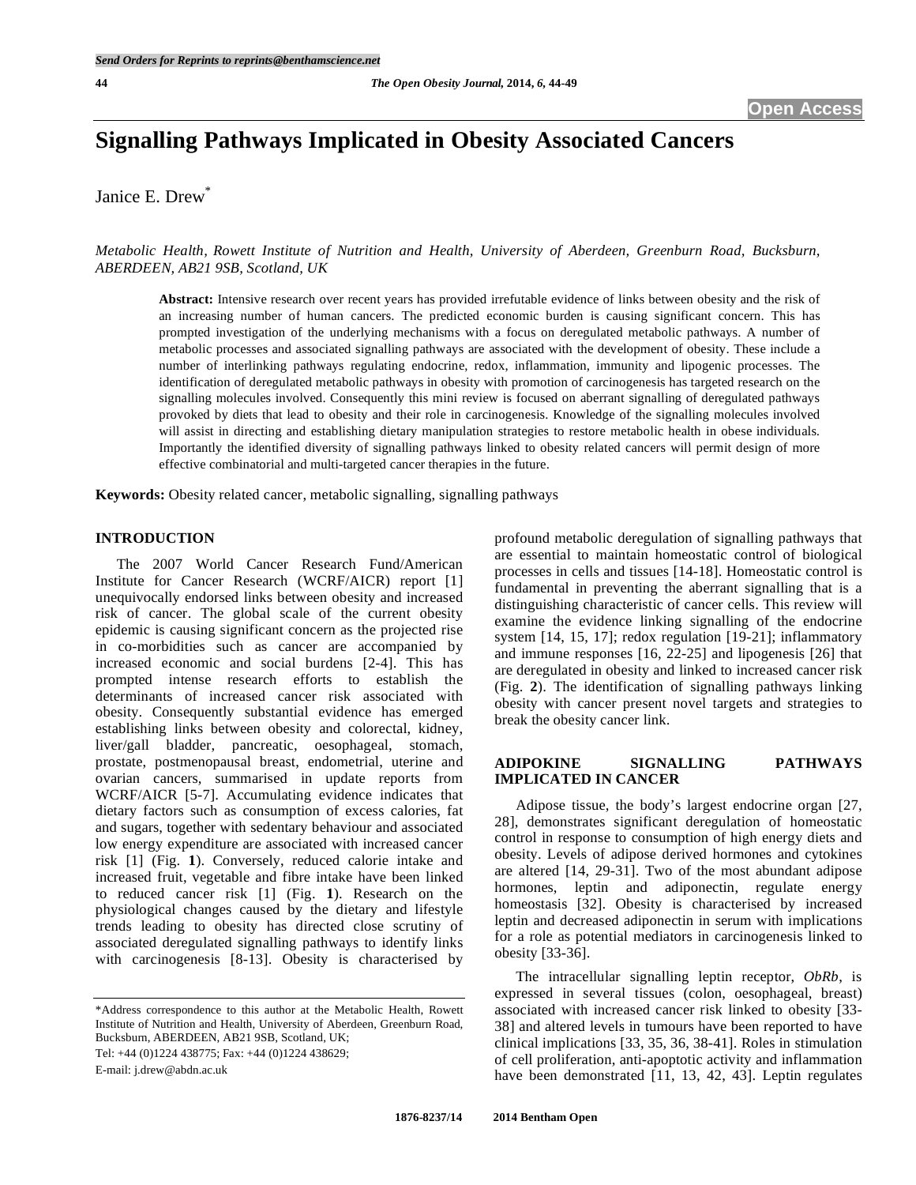Open Access

# Signalling Pathways Implicated in Obesity Associated Cancers

Janice E. Drew*

*Metabolic Health, Rowett Institute of Nutrition and Health, University of Aberdeen, Greenburn Road, Bucksburn, ABERDEEN, AB21 9SB, Scotland, UK*

**Abstract:** Intensive research over recent years has provided irrefutable evidence of links between obesity and the risk of an increasing number of human cancers. The predicted economic burden is causing significant concern. This has prompted investigation of the underlying mechanisms with a focus on deregulated metabolic pathways. A number of metabolic processes and associated signalling pathways are associated with the development of obesity. These include a number of interlinking pathways regulating endocrine, redox, inflammation, immunity and lipogenic processes. The identification of deregulated metabolic pathways in obesity with promotion of carcinogenesis has targeted research on the signalling molecules involved. Consequently this mini review is focused on aberrant signalling of deregulated pathways provoked by diets that lead to obesity and their role in carcinogenesis. Knowledge of the signalling molecules involved will assist in directing and establishing dietary manipulation strategies to restore metabolic health in obese individuals. Importantly the identified diversity of signalling pathways linked to obesity related cancers will permit design of more effective combinatorial and multi-targeted cancer therapies in the future.

**Keywords:** Obesity related cancer, metabolic signalling, signalling pathways

## INTRODUCTION

The 2007 World Cancer Research Fund/American Institute for Cancer Research (WCRF/AICR) report [1] unequivocally endorsed links between obesity and increased risk of cancer. The global scale of the current obesity epidemic is causing significant concern as the projected rise in co-morbidities such as cancer are accompanied by increased economic and social burdens [2-4]. This has prompted intense research efforts to establish the determinants of increased cancer risk associated with obesity. Consequently substantial evidence has emerged establishing links between obesity and colorectal, kidney, liver/gall bladder, pancreatic, oesophageal, stomach, prostate, postmenopausal breast, endometrial, uterine and ovarian cancers, summarised in update reports from WCRF/AICR [5-7]. Accumulating evidence indicates that dietary factors such as consumption of excess calories, fat and sugars, together with sedentary behaviour and associated low energy expenditure are associated with increased cancer risk [1] (Fig. **1**). Conversely, reduced calorie intake and increased fruit, vegetable and fibre intake have been linked to reduced cancer risk [1] (Fig. **1**). Research on the physiological changes caused by the dietary and lifestyle trends leading to obesity has directed close scrutiny of associated deregulated signalling pathways to identify links with carcinogenesis [8-13]. Obesity is characterised by profound metabolic deregulation of signalling pathways that are essential to maintain homeostatic control of biological processes in cells and tissues [14-18]. Homeostatic control is fundamental in preventing the aberrant signalling that is a distinguishing characteristic of cancer cells. This review will examine the evidence linking signalling of the endocrine system [14, 15, 17]; redox regulation [19-21]; inflammatory and immune responses [16, 22-25] and lipogenesis [26] that are deregulated in obesity and linked to increased cancer risk (Fig. **2**). The identification of signalling pathways linking obesity with cancer present novel targets and strategies to break the obesity cancer link.

## ADIPOKINE SIGNALLING PATHWAYS IMPLICATED IN CANCER

Adipose tissue, the body's largest endocrine organ [27, 28], demonstrates significant deregulation of homeostatic control in response to consumption of high energy diets and obesity. Levels of adipose derived hormones and cytokines are altered [14, 29-31]. Two of the most abundant adipose hormones, leptin and adiponectin, regulate energy homeostasis [32]. Obesity is characterised by increased leptin and decreased adiponectin in serum with implications for a role as potential mediators in carcinogenesis linked to obesity [33-36].

The intracellular signalling leptin receptor, *ObRb*, is expressed in several tissues (colon, oesophageal, breast) associated with increased cancer risk linked to obesity [33-38] and altered levels in tumours have been reported to have clinical implications [33, 35, 36, 38-41]. Roles in stimulation of cell proliferation, anti-apoptotic activity and inflammation have been demonstrated [11, 13, 42, 43]. Leptin regulates

*Address correspondence to this author at the Metabolic Health, Rowett Institute of Nutrition and Health, University of Aberdeen, Greenburn Road, Bucksburn, ABERDEEN, AB21 9SB, Scotland, UK; Tel: +44 (0)1224 438775; Fax: +44 (0)1224 438629; E-mail: j.drew@abdn.ac.uk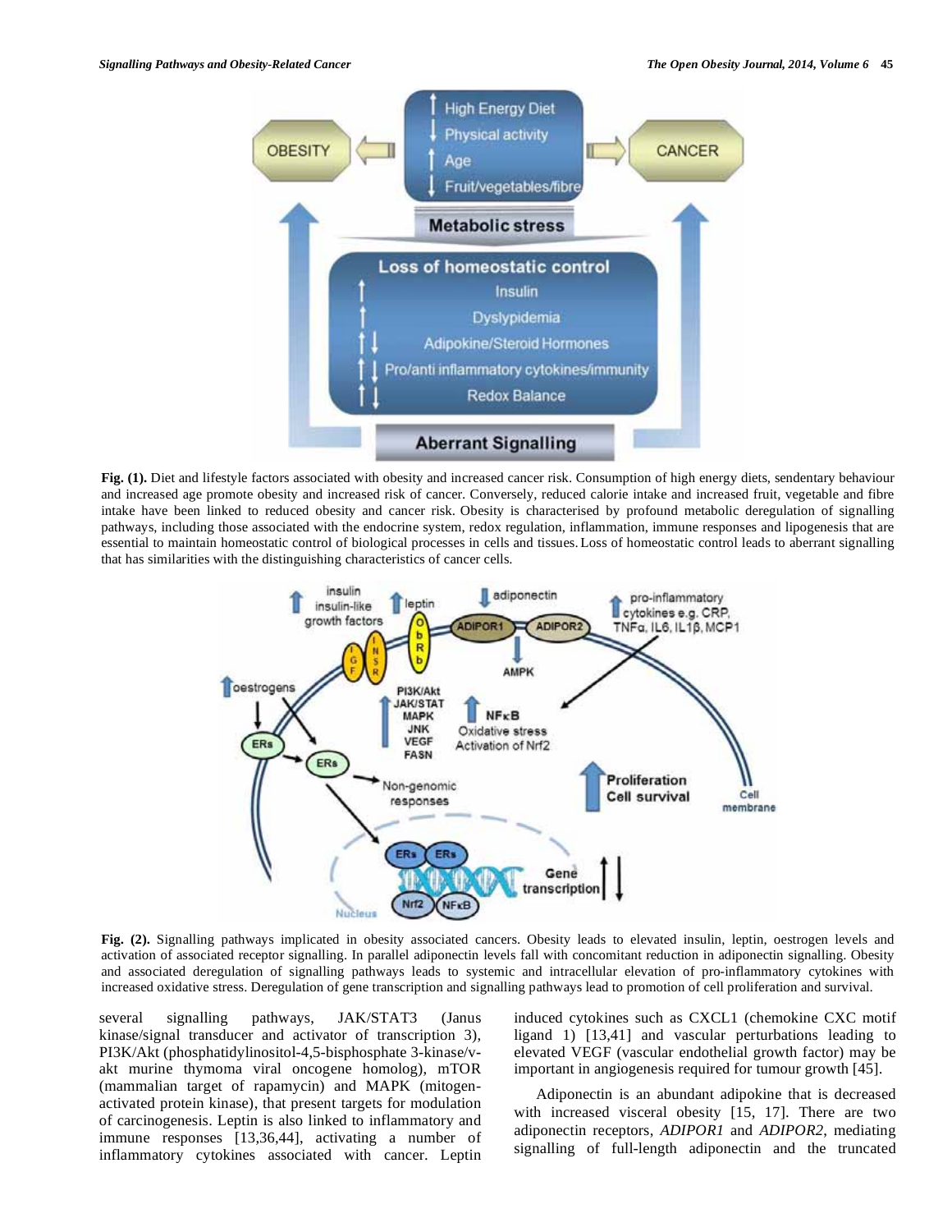**Fig. (1).** Diet and lifestyle factors associated with obesity and increased cancer risk. Consumption of high energy diets, sendentary behaviour and increased age promote obesity and increased risk of cancer. Conversely, reduced calorie intake and increased fruit, vegetable and fibre intake have been linked to reduced obesity and cancer risk. Obesity is characterised by profound metabolic deregulation of signalling pathways, including those associated with the endocrine system, redox regulation, inflammation, immune responses and lipogenesis that are essential to maintain homeostatic control of biological processes in cells and tissues. Loss of homeostatic control leads to aberrant signalling that has similarities with the distinguishing characteristics of cancer cells.

**Fig. (2).** Signalling pathways implicated in obesity associated cancers. Obesity leads to elevated insulin, leptin, oestrogen levels and activation of associated receptor signalling. In parallel adiponectin levels fall with concomitant reduction in adiponectin signalling. Obesity and associated deregulation of signalling pathways leads to systemic and intracellular elevation of pro-inflammatory cytokines with increased oxidative stress. Deregulation of gene transcription and signalling pathways lead to promotion of cell proliferation and survival.

several signalling pathways, JAK/STAT3 (Janus kinase/signal transducer and activator of transcription 3), PI3K/Akt (phosphatidylinositol-4,5-bisphosphate 3-kinase/v-akt murine thymoma viral oncogene homolog), mTOR (mammalian target of rapamycin) and MAPK (mitogen-activated protein kinase), that present targets for modulation of carcinogenesis. Leptin is also linked to inflammatory and immune responses [13,36,44], activating a number of inflammatory cytokines associated with cancer. Leptin induced cytokines such as CXCL1 (chemokine CXC motif ligand 1) [13,41] and vascular perturbations leading to elevated VEGF (vascular endothelial growth factor) may be important in angiogenesis required for tumour growth [45].

Adiponectin is an abundant adipokine that is decreased with increased visceral obesity [15, 17]. There are two adiponectin receptors, *ADIPOR1* and *ADIPOR2*, mediating signalling of full-length adiponectin and the truncated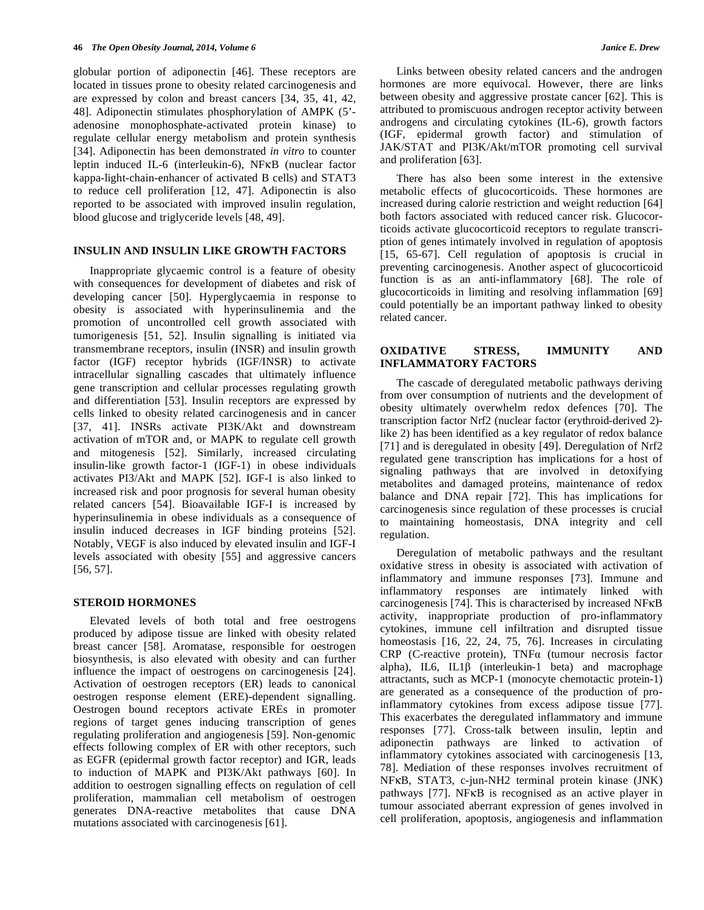globular portion of adiponectin [46]. These receptors are located in tissues prone to obesity related carcinogenesis and are expressed by colon and breast cancers [34, 35, 41, 42, 48]. Adiponectin stimulates phosphorylation of AMPK (5'-adenosine monophosphate-activated protein kinase) to regulate cellular energy metabolism and protein synthesis [34]. Adiponectin has been demonstrated *in vitro* to counter leptin induced IL-6 (interleukin-6), NFκB (nuclear factor kappa-light-chain-enhancer of activated B cells) and STAT3 to reduce cell proliferation [12, 47]. Adiponectin is also reported to be associated with improved insulin regulation, blood glucose and triglyceride levels [48, 49].

## INSULIN AND INSULIN LIKE GROWTH FACTORS

Inappropriate glycaemic control is a feature of obesity with consequences for development of diabetes and risk of developing cancer [50]. Hyperglycaemia in response to obesity is associated with hyperinsulinemia and the promotion of uncontrolled cell growth associated with tumorigenesis [51, 52]. Insulin signalling is initiated via transmembrane receptors, insulin (INSR) and insulin growth factor (IGF) receptor hybrids (IGF/INSR) to activate intracellular signalling cascades that ultimately influence gene transcription and cellular processes regulating growth and differentiation [53]. Insulin receptors are expressed by cells linked to obesity related carcinogenesis and in cancer [37, 41]. INSRs activate PI3K/Akt and downstream activation of mTOR and, or MAPK to regulate cell growth and mitogenesis [52]. Similarly, increased circulating insulin-like growth factor-1 (IGF-1) in obese individuals activates PI3/Akt and MAPK [52]. IGF-I is also linked to increased risk and poor prognosis for several human obesity related cancers [54]. Bioavailable IGF-I is increased by hyperinsulinemia in obese individuals as a consequence of insulin induced decreases in IGF binding proteins [52]. Notably, VEGF is also induced by elevated insulin and IGF-I levels associated with obesity [55] and aggressive cancers [56, 57].

## STEROID HORMONES

Elevated levels of both total and free oestrogens produced by adipose tissue are linked with obesity related breast cancer [58]. Aromatase, responsible for oestrogen biosynthesis, is also elevated with obesity and can further influence the impact of oestrogens on carcinogenesis [24]. Activation of oestrogen receptors (ER) leads to canonical oestrogen response element (ERE)-dependent signalling. Oestrogen bound receptors activate EREs in promoter regions of target genes inducing transcription of genes regulating proliferation and angiogenesis [59]. Non-genomic effects following complex of ER with other receptors, such as EGFR (epidermal growth factor receptor) and IGR, leads to induction of MAPK and PI3K/Akt pathways [60]. In addition to oestrogen signalling effects on regulation of cell proliferation, mammalian cell metabolism of oestrogen generates DNA-reactive metabolites that cause DNA mutations associated with carcinogenesis [61].

Links between obesity related cancers and the androgen hormones are more equivocal. However, there are links between obesity and aggressive prostate cancer [62]. This is attributed to promiscuous androgen receptor activity between androgens and circulating cytokines (IL-6), growth factors (IGF, epidermal growth factor) and stimulation of JAK/STAT and PI3K/Akt/mTOR promoting cell survival and proliferation [63].

There has also been some interest in the extensive metabolic effects of glucocorticoids. These hormones are increased during calorie restriction and weight reduction [64] both factors associated with reduced cancer risk. Glucocorticoids activate glucocorticoid receptors to regulate transcription of genes intimately involved in regulation of apoptosis [15, 65-67]. Cell regulation of apoptosis is crucial in preventing carcinogenesis. Another aspect of glucocorticoid function is as an anti-inflammatory [68]. The role of glucocorticoids in limiting and resolving inflammation [69] could potentially be an important pathway linked to obesity related cancer.

## OXIDATIVE STRESS, IMMUNITY AND INFLAMMATORY FACTORS

The cascade of deregulated metabolic pathways deriving from over consumption of nutrients and the development of obesity ultimately overwhelm redox defences [70]. The transcription factor Nrf2 (nuclear factor (erythroid-derived 2)-like 2) has been identified as a key regulator of redox balance [71] and is deregulated in obesity [49]. Deregulation of Nrf2 regulated gene transcription has implications for a host of signaling pathways that are involved in detoxifying metabolites and damaged proteins, maintenance of redox balance and DNA repair [72]. This has implications for carcinogenesis since regulation of these processes is crucial to maintaining homeostasis, DNA integrity and cell regulation.

Deregulation of metabolic pathways and the resultant oxidative stress in obesity is associated with activation of inflammatory and immune responses [73]. Immune and inflammatory responses are intimately linked with carcinogenesis [74]. This is characterised by increased NFκB activity, inappropriate production of pro-inflammatory cytokines, immune cell infiltration and disrupted tissue homeostasis [16, 22, 24, 75, 76]. Increases in circulating CRP (C-reactive protein), TNFα (tumour necrosis factor alpha), IL6, IL1β (interleukin-1 beta) and macrophage attractants, such as MCP-1 (monocyte chemotactic protein-1) are generated as a consequence of the production of pro-inflammatory cytokines from excess adipose tissue [77]. This exacerbates the deregulated inflammatory and immune responses [77]. Cross-talk between insulin, leptin and adiponectin pathways are linked to activation of inflammatory cytokines associated with carcinogenesis [13, 78]. Mediation of these responses involves recruitment of NFκB, STAT3, c-jun-NH2 terminal protein kinase (JNK) pathways [77]. NFκB is recognised as an active player in tumour associated aberrant expression of genes involved in cell proliferation, apoptosis, angiogenesis and inflammation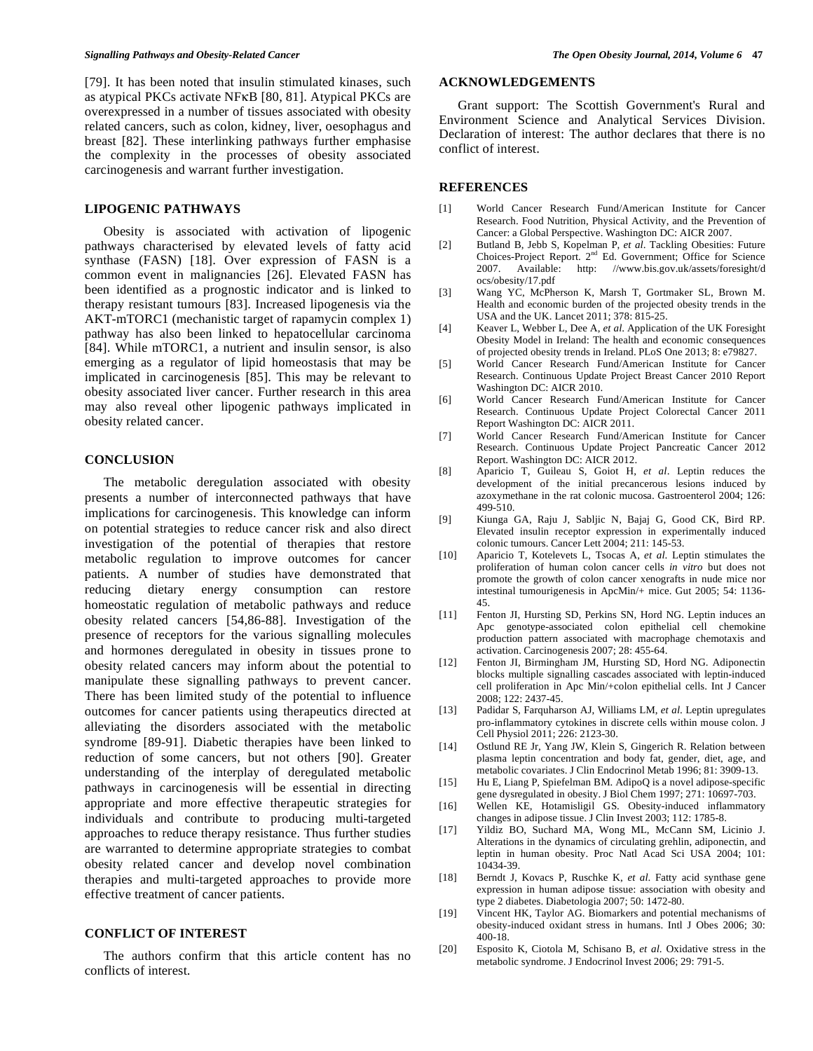[79]. It has been noted that insulin stimulated kinases, such as atypical PKCs activate NFκB [80, 81]. Atypical PKCs are overexpressed in a number of tissues associated with obesity related cancers, such as colon, kidney, liver, oesophagus and breast [82]. These interlinking pathways further emphasise the complexity in the processes of obesity associated carcinogenesis and warrant further investigation.

## LIPOGENIC PATHWAYS

Obesity is associated with activation of lipogenic pathways characterised by elevated levels of fatty acid synthase (FASN) [18]. Over expression of FASN is a common event in malignancies [26]. Elevated FASN has been identified as a prognostic indicator and is linked to therapy resistant tumours [83]. Increased lipogenesis via the AKT-mTORC1 (mechanistic target of rapamycin complex 1) pathway has also been linked to hepatocellular carcinoma [84]. While mTORC1, a nutrient and insulin sensor, is also emerging as a regulator of lipid homeostasis that may be implicated in carcinogenesis [85]. This may be relevant to obesity associated liver cancer. Further research in this area may also reveal other lipogenic pathways implicated in obesity related cancer.

## CONCLUSION

The metabolic deregulation associated with obesity presents a number of interconnected pathways that have implications for carcinogenesis. This knowledge can inform on potential strategies to reduce cancer risk and also direct investigation of the potential of therapies that restore metabolic regulation to improve outcomes for cancer patients. A number of studies have demonstrated that reducing dietary energy consumption can restore homeostatic regulation of metabolic pathways and reduce obesity related cancers [54,86-88]. Investigation of the presence of receptors for the various signalling molecules and hormones deregulated in obesity in tissues prone to obesity related cancers may inform about the potential to manipulate these signalling pathways to prevent cancer. There has been limited study of the potential to influence outcomes for cancer patients using therapeutics directed at alleviating the disorders associated with the metabolic syndrome [89-91]. Diabetic therapies have been linked to reduction of some cancers, but not others [90]. Greater understanding of the interplay of deregulated metabolic pathways in carcinogenesis will be essential in directing appropriate and more effective therapeutic strategies for individuals and contribute to producing multi-targeted approaches to reduce therapy resistance. Thus further studies are warranted to determine appropriate strategies to combat obesity related cancer and develop novel combination therapies and multi-targeted approaches to provide more effective treatment of cancer patients.

## CONFLICT OF INTEREST

The authors confirm that this article content has no conflicts of interest.

## ACKNOWLEDGEMENTS

Grant support: The Scottish Government's Rural and Environment Science and Analytical Services Division. Declaration of interest: The author declares that there is no conflict of interest.

## REFERENCES

[1] World Cancer Research Fund/American Institute for Cancer Research. Food Nutrition, Physical Activity, and the Prevention of Cancer: a Global Perspective. Washington DC: AICR 2007.

[2] Butland B, Jebb S, Kopelman P, *et al*. Tackling Obesities: Future Choices-Project Report. 2nd Ed. Government; Office for Science 2007. Available: http: //www.bis.gov.uk/assets/foresight/docs/obesity/17.pdf

[3] Wang YC, McPherson K, Marsh T, Gortmaker SL, Brown M. Health and economic burden of the projected obesity trends in the USA and the UK. Lancet 2011; 378: 815-25.

[4] Keaver L, Webber L, Dee A, *et al*. Application of the UK Foresight Obesity Model in Ireland: The health and economic consequences of projected obesity trends in Ireland. PLoS One 2013; 8: e79827.

[5] World Cancer Research Fund/American Institute for Cancer Research. Continuous Update Project Breast Cancer 2010 Report Washington DC: AICR 2010.

[6] World Cancer Research Fund/American Institute for Cancer Research. Continuous Update Project Colorectal Cancer 2011 Report Washington DC: AICR 2011.

[7] World Cancer Research Fund/American Institute for Cancer Research. Continuous Update Project Pancreatic Cancer 2012 Report. Washington DC: AICR 2012.

[8] Aparicio T, Guileau S, Goiot H, *et al*. Leptin reduces the development of the initial precancerous lesions induced by azoxymethane in the rat colonic mucosa. Gastroenterol 2004; 126: 499-510.

[9] Kiunga GA, Raju J, Sabljic N, Bajaj G, Good CK, Bird RP. Elevated insulin receptor expression in experimentally induced colonic tumours. Cancer Lett 2004; 211: 145-53.

[10] Aparicio T, Kotelevets L, Tsocas A, *et al.* Leptin stimulates the proliferation of human colon cancer cells *in vitro* but does not promote the growth of colon cancer xenografts in nude mice nor intestinal tumourigenesis in ApcMin/+ mice. Gut 2005; 54: 1136-45.

[11] Fenton JI, Hursting SD, Perkins SN, Hord NG. Leptin induces an Apc genotype-associated colon epithelial cell chemokine production pattern associated with macrophage chemotaxis and activation. Carcinogenesis 2007; 28: 455-64.

[12] Fenton JI, Birmingham JM, Hursting SD, Hord NG. Adiponectin blocks multiple signalling cascades associated with leptin-induced cell proliferation in Apc Min/+colon epithelial cells. Int J Cancer 2008; 122: 2437-45.

[13] Padidar S, Farquharson AJ, Williams LM, *et al.* Leptin upregulates pro-inflammatory cytokines in discrete cells within mouse colon. J Cell Physiol 2011; 226: 2123-30.

[14] Ostlund RE Jr, Yang JW, Klein S, Gingerich R. Relation between plasma leptin concentration and body fat, gender, diet, age, and metabolic covariates. J Clin Endocrinol Metab 1996; 81: 3909-13.

[15] Hu E, Liang P, Spiefelman BM. AdipoQ is a novel adipose-specific gene dysregulated in obesity. J Biol Chem 1997; 271: 10697-703.

[16] Wellen KE, Hotamisligil GS. Obesity-induced inflammatory changes in adipose tissue. J Clin Invest 2003; 112: 1785-8.

[17] Yildiz BO, Suchard MA, Wong ML, McCann SM, Licinio J. Alterations in the dynamics of circulating grehlin, adiponectin, and leptin in human obesity. Proc Natl Acad Sci USA 2004; 101: 10434-39.

[18] Berndt J, Kovacs P, Ruschke K, *et al.* Fatty acid synthase gene expression in human adipose tissue: association with obesity and type 2 diabetes. Diabetologia 2007; 50: 1472-80.

[19] Vincent HK, Taylor AG. Biomarkers and potential mechanisms of obesity-induced oxidant stress in humans. Intl J Obes 2006; 30: 400-18.

[20] Esposito K, Ciotola M, Schisano B, *et al.* Oxidative stress in the metabolic syndrome. J Endocrinol Invest 2006; 29: 791-5.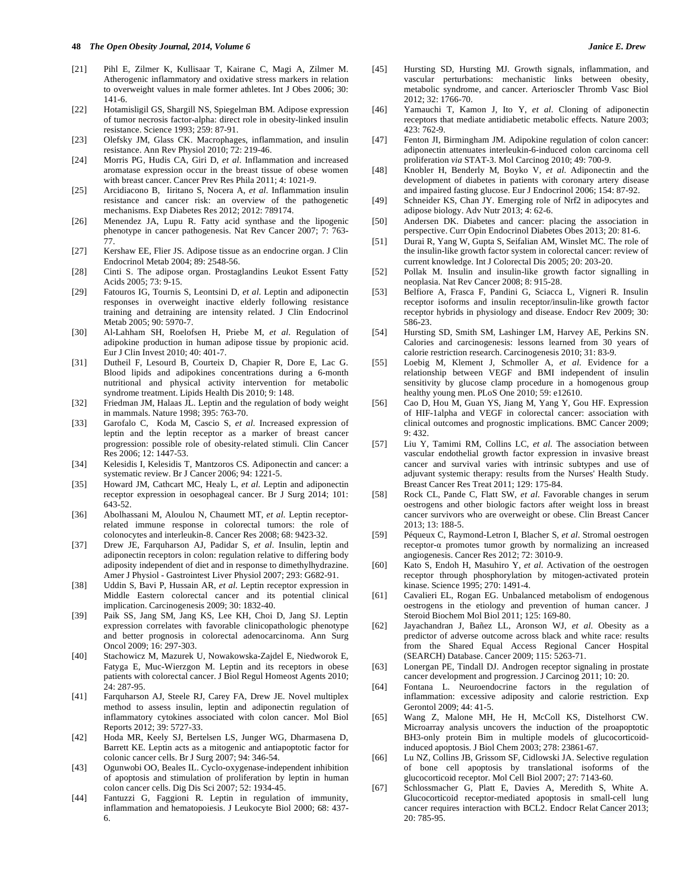[21] Pihl E, Zilmer K, Kullisaar T, Kairane C, Magi A, Zilmer M. Atherogenic inflammatory and oxidative stress markers in relation to overweight values in male former athletes. Int J Obes 2006; 30: 141-6.

[22] Hotamisligil GS, Shargill NS, Spiegelman BM. Adipose expression of tumor necrosis factor-alpha: direct role in obesity-linked insulin resistance. Science 1993; 259: 87-91.

[23] Olefsky JM, Glass CK. Macrophages, inflammation, and insulin resistance. Ann Rev Physiol 2010; 72: 219-46.

[24] Morris PG, Hudis CA, Giri D, *et al*. Inflammation and increased aromatase expression occur in the breast tissue of obese women with breast cancer. Cancer Prev Res Phila 2011; 4: 1021-9.

[25] Arcidiacono B, Iiritano S, Nocera A, *et al*. Inflammation insulin resistance and cancer risk: an overview of the pathogenetic mechanisms. Exp Diabetes Res 2012; 2012: 789174.

[26] Menendez JA, Lupu R. Fatty acid synthase and the lipogenic phenotype in cancer pathogenesis. Nat Rev Cancer 2007; 7: 763-77.

[27] Kershaw EE, Flier JS. Adipose tissue as an endocrine organ. J Clin Endocrinol Metab 2004; 89: 2548-56.

[28] Cinti S. The adipose organ. Prostaglandins Leukot Essent Fatty Acids 2005; 73: 9-15.

[29] Fatouros IG, Tournis S, Leontsini D, *et al*. Leptin and adiponectin responses in overweight inactive elderly following resistance training and detraining are intensity related. J Clin Endocrinol Metab 2005; 90: 5970-7.

[30] Al-Lahham SH, Roelofsen H, Priebe M, *et al*. Regulation of adipokine production in human adipose tissue by propionic acid. Eur J Clin Invest 2010; 40: 401-7.

[31] Dutheil F, Lesourd B, Courteix D, Chapier R, Dore E, Lac G. Blood lipids and adipokines concentrations during a 6-month nutritional and physical activity intervention for metabolic syndrome treatment. Lipids Health Dis 2010; 9: 148.

[32] Friedman JM, Halaas JL. Leptin and the regulation of body weight in mammals. Nature 1998; 395: 763-70.

[33] Garofalo C, Koda M, Cascio S, *et al.* Increased expression of leptin and the leptin receptor as a marker of breast cancer progression: possible role of obesity-related stimuli. Clin Cancer Res 2006; 12: 1447-53.

[34] Kelesidis I, Kelesidis T, Mantzoros CS. Adiponectin and cancer: a systematic review. Br J Cancer 2006; 94: 1221-5.

[35] Howard JM, Cathcart MC, Healy L, *et al*. Leptin and adiponectin receptor expression in oesophageal cancer. Br J Surg 2014; 101: 643-52.

[36] Abolhassani M, Aloulou N, Chaumett MT, *et al.* Leptin receptor-related immune response in colorectal tumors: the role of colonocytes and interleukin-8. Cancer Res 2008; 68: 9423-32.

[37] Drew JE, Farquharson AJ, Padidar S, *et al*. Insulin, leptin and adiponectin receptors in colon: regulation relative to differing body adiposity independent of diet and in response to dimethylhydrazine. Amer J Physiol - Gastrointest Liver Physiol 2007; 293: G682-91.

[38] Uddin S, Bavi P, Hussain AR, *et al.* Leptin receptor expression in Middle Eastern colorectal cancer and its potential clinical implication. Carcinogenesis 2009; 30: 1832-40.

[39] Paik SS, Jang SM, Jang KS, Lee KH, Choi D, Jang SJ. Leptin expression correlates with favorable clinicopathologic phenotype and better prognosis in colorectal adenocarcinoma. Ann Surg Oncol 2009; 16: 297-303.

[40] Stachowicz M, Mazurek U, Nowakowska-Zajdel E, Niedworok E, Fatyga E, Muc-Wierzgon M. Leptin and its receptors in obese patients with colorectal cancer. J Biol Regul Homeost Agents 2010; 24: 287-95.

[41] Farquharson AJ, Steele RJ, Carey FA, Drew JE. Novel multiplex method to assess insulin, leptin and adiponectin regulation of inflammatory cytokines associated with colon cancer. Mol Biol Reports 2012; 39: 5727-33.

[42] Hoda MR, Keely SJ, Bertelsen LS, Junger WG, Dharmasena D, Barrett KE. Leptin acts as a mitogenic and antiapoptotic factor for colonic cancer cells. Br J Surg 2007; 94: 346-54.

[43] Ogunwobi OO, Beales IL. Cyclo-oxygenase-independent inhibition of apoptosis and stimulation of proliferation by leptin in human colon cancer cells. Dig Dis Sci 2007; 52: 1934-45.

[44] Fantuzzi G, Faggioni R. Leptin in regulation of immunity, inflammation and hematopoiesis. J Leukocyte Biol 2000; 68: 437-6.

[45] Hursting SD, Hursting MJ. Growth signals, inflammation, and vascular perturbations: mechanistic links between obesity, metabolic syndrome, and cancer. Arterioscler Thromb Vasc Biol 2012; 32: 1766-70.

[46] Yamauchi T, Kamon J, Ito Y, *et al*. Cloning of adiponectin receptors that mediate antidiabetic metabolic effects. Nature 2003; 423: 762-9.

[47] Fenton JI, Birmingham JM. Adipokine regulation of colon cancer: adiponectin attenuates interleukin-6-induced colon carcinoma cell proliferation *via* STAT-3. Mol Carcinog 2010; 49: 700-9.

[48] Knobler H, Benderly M, Boyko V, *et al.* Adiponectin and the development of diabetes in patients with coronary artery disease and impaired fasting glucose. Eur J Endocrinol 2006; 154: 87-92.

[49] Schneider KS, Chan JY. Emerging role of Nrf2 in adipocytes and adipose biology. Adv Nutr 2013; 4: 62-6.

[50] Andersen DK. Diabetes and cancer: placing the association in perspective. Curr Opin Endocrinol Diabetes Obes 2013; 20: 81-6.

[51] Durai R, Yang W, Gupta S, Seifalian AM, Winslet MC. The role of the insulin-like growth factor system in colorectal cancer: review of current knowledge. Int J Colorectal Dis 2005; 20: 203-20.

[52] Pollak M. Insulin and insulin-like growth factor signalling in neoplasia. Nat Rev Cancer 2008; 8: 915-28.

[53] Belfiore A, Frasca F, Pandini G, Sciacca L, Vigneri R. Insulin receptor isoforms and insulin receptor/insulin-like growth factor receptor hybrids in physiology and disease. Endocr Rev 2009; 30: 586-23.

[54] Hursting SD, Smith SM, Lashinger LM, Harvey AE, Perkins SN. Calories and carcinogenesis: lessons learned from 30 years of calorie restriction research. Carcinogenesis 2010; 31: 83-9.

[55] Loebig M, Klement J, Schmoller A, *et al.* Evidence for a relationship between VEGF and BMI independent of insulin sensitivity by glucose clamp procedure in a homogenous group healthy young men. PLoS One 2010; 59: e12610.

[56] Cao D, Hou M, Guan YS, Jiang M, Yang Y, Gou HF. Expression of HIF-1alpha and VEGF in colorectal cancer: association with clinical outcomes and prognostic implications. BMC Cancer 2009; 9: 432.

[57] Liu Y, Tamimi RM, Collins LC, *et al.* The association between vascular endothelial growth factor expression in invasive breast cancer and survival varies with intrinsic subtypes and use of adjuvant systemic therapy: results from the Nurses' Health Study. Breast Cancer Res Treat 2011; 129: 175-84.

[58] Rock CL, Pande C, Flatt SW, *et al*. Favorable changes in serum oestrogens and other biologic factors after weight loss in breast cancer survivors who are overweight or obese. Clin Breast Cancer 2013; 13: 188-5.

[59] Péqueux C, Raymond-Letron I, Blacher S, *et al*. Stromal oestrogen receptor-α promotes tumor growth by normalizing an increased angiogenesis. Cancer Res 2012; 72: 3010-9.

[60] Kato S, Endoh H, Masuhiro Y, *et al.* Activation of the oestrogen receptor through phosphorylation by mitogen-activated protein kinase. Science 1995; 270: 1491-4.

[61] Cavalieri EL, Rogan EG. Unbalanced metabolism of endogenous oestrogens in the etiology and prevention of human cancer. J Steroid Biochem Mol Biol 2011; 125: 169-80.

[62] Jayachandran J, Bañez LL, Aronson WJ, *et al*. Obesity as a predictor of adverse outcome across black and white race: results from the Shared Equal Access Regional Cancer Hospital (SEARCH) Database. Cancer 2009; 115: 5263-71.

[63] Lonergan PE, Tindall DJ. Androgen receptor signaling in prostate cancer development and progression. J Carcinog 2011; 10: 20.

[64] Fontana L. Neuroendocrine factors in the regulation of inflammation: excessive adiposity and calorie restriction. Exp Gerontol 2009; 44: 41-5.

[65] Wang Z, Malone MH, He H, McColl KS, Distelhorst CW. Microarray analysis uncovers the induction of the proapoptotic BH3-only protein Bim in multiple models of glucocorticoid-induced apoptosis. J Biol Chem 2003; 278: 23861-67.

[66] Lu NZ, Collins JB, Grissom SF, Cidlowski JA. Selective regulation of bone cell apoptosis by translational isoforms of the glucocorticoid receptor. Mol Cell Biol 2007; 27: 7143-60.

[67] Schlossmacher G, Platt E, Davies A, Meredith S, White A. Glucocorticoid receptor-mediated apoptosis in small-cell lung cancer requires interaction with BCL2. Endocr Relat Cancer 2013; 20: 785-95.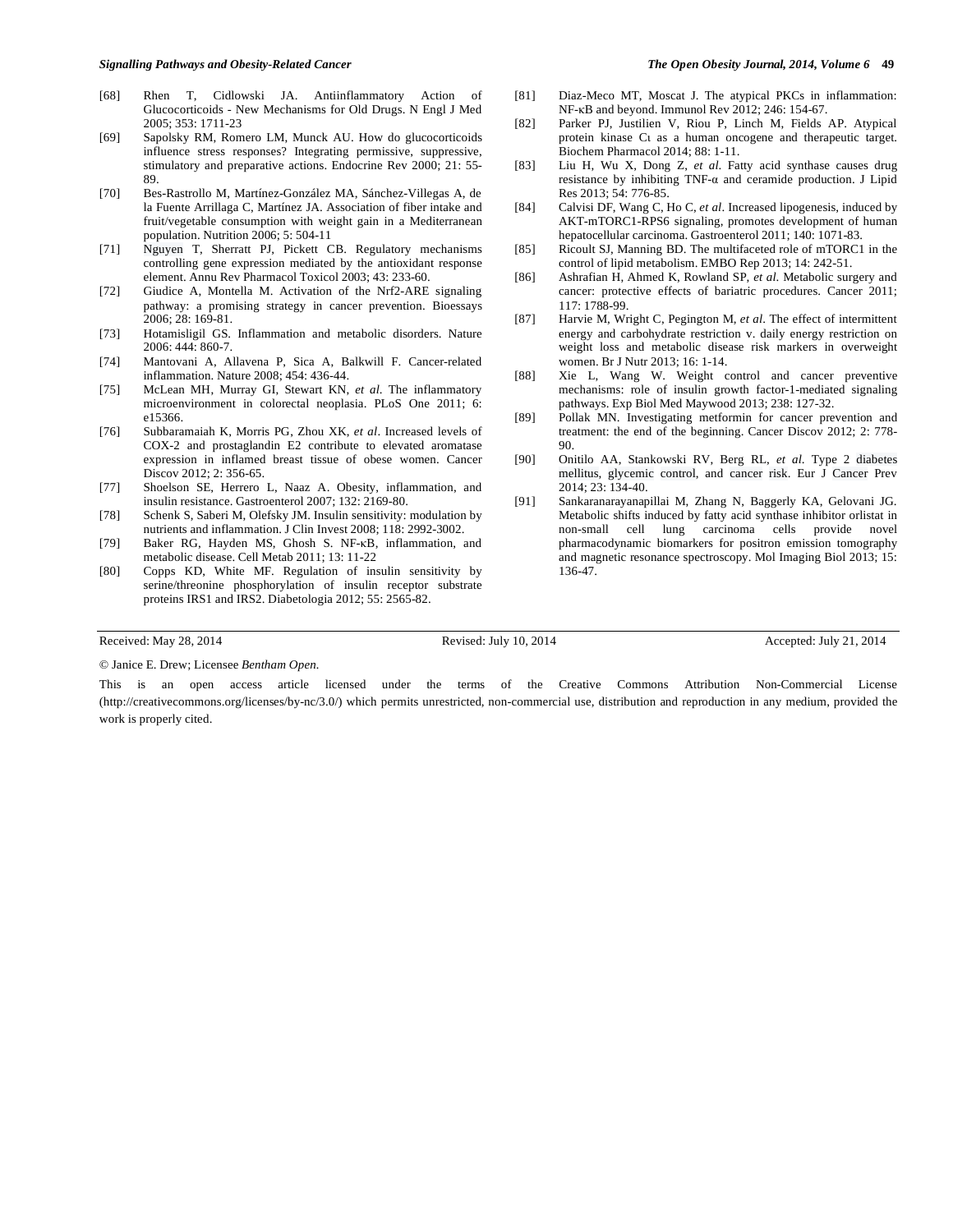[68] Rhen T, Cidlowski JA. Antiinflammatory Action of Glucocorticoids - New Mechanisms for Old Drugs. N Engl J Med 2005; 353: 1711-23

[69] Sapolsky RM, Romero LM, Munck AU. How do glucocorticoids influence stress responses? Integrating permissive, suppressive, stimulatory and preparative actions. Endocrine Rev 2000; 21: 55-89.

[70] Bes-Rastrollo M, Martínez-González MA, Sánchez-Villegas A, de la Fuente Arrillaga C, Martínez JA. Association of fiber intake and fruit/vegetable consumption with weight gain in a Mediterranean population. Nutrition 2006; 5: 504-11

[71] Nguyen T, Sherratt PJ, Pickett CB. Regulatory mechanisms controlling gene expression mediated by the antioxidant response element. Annu Rev Pharmacol Toxicol 2003; 43: 233-60.

[72] Giudice A, Montella M. Activation of the Nrf2-ARE signaling pathway: a promising strategy in cancer prevention. Bioessays 2006; 28: 169-81.

[73] Hotamisligil GS. Inflammation and metabolic disorders. Nature 2006: 444: 860-7.

[74] Mantovani A, Allavena P, Sica A, Balkwill F. Cancer-related inflammation. Nature 2008; 454: 436-44.

[75] McLean MH, Murray GI, Stewart KN, *et al.* The inflammatory microenvironment in colorectal neoplasia. PLoS One 2011; 6: e15366.

[76] Subbaramaiah K, Morris PG, Zhou XK, *et al*. Increased levels of COX-2 and prostaglandin E2 contribute to elevated aromatase expression in inflamed breast tissue of obese women. Cancer Discov 2012; 2: 356-65.

[77] Shoelson SE, Herrero L, Naaz A. Obesity, inflammation, and insulin resistance. Gastroenterol 2007; 132: 2169-80.

[78] Schenk S, Saberi M, Olefsky JM. Insulin sensitivity: modulation by nutrients and inflammation. J Clin Invest 2008; 118: 2992-3002.

[79] Baker RG, Hayden MS, Ghosh S. NF-κB, inflammation, and metabolic disease. Cell Metab 2011; 13: 11-22

[80] Copps KD, White MF. Regulation of insulin sensitivity by serine/threonine phosphorylation of insulin receptor substrate proteins IRS1 and IRS2. Diabetologia 2012; 55: 2565-82.

[81] Diaz-Meco MT, Moscat J. The atypical PKCs in inflammation: NF-κB and beyond. Immunol Rev 2012; 246: 154-67.

[82] Parker PJ, Justilien V, Riou P, Linch M, Fields AP. Atypical protein kinase Cι as a human oncogene and therapeutic target. Biochem Pharmacol 2014; 88: 1-11.

[83] Liu H, Wu X, Dong Z, *et al*. Fatty acid synthase causes drug resistance by inhibiting TNF-α and ceramide production. J Lipid Res 2013; 54: 776-85.

[84] Calvisi DF, Wang C, Ho C, *et al*. Increased lipogenesis, induced by AKT-mTORC1-RPS6 signaling, promotes development of human hepatocellular carcinoma. Gastroenterol 2011; 140: 1071-83.

[85] Ricoult SJ, Manning BD. The multifaceted role of mTORC1 in the control of lipid metabolism. EMBO Rep 2013; 14: 242-51.

[86] Ashrafian H, Ahmed K, Rowland SP, *et al.* Metabolic surgery and cancer: protective effects of bariatric procedures. Cancer 2011; 117: 1788-99.

[87] Harvie M, Wright C, Pegington M, *et al*. The effect of intermittent energy and carbohydrate restriction v. daily energy restriction on weight loss and metabolic disease risk markers in overweight women. Br J Nutr 2013; 16: 1-14.

[88] Xie L, Wang W. Weight control and cancer preventive mechanisms: role of insulin growth factor-1-mediated signaling pathways. Exp Biol Med Maywood 2013; 238: 127-32.

[89] Pollak MN. Investigating metformin for cancer prevention and treatment: the end of the beginning. Cancer Discov 2012; 2: 778-90.

[90] Onitilo AA, Stankowski RV, Berg RL, *et al*. Type 2 diabetes mellitus, glycemic control, and cancer risk. Eur J Cancer Prev 2014; 23: 134-40.

[91] Sankaranarayanapillai M, Zhang N, Baggerly KA, Gelovani JG. Metabolic shifts induced by fatty acid synthase inhibitor orlistat in non-small cell lung carcinoma cells provide novel pharmacodynamic biomarkers for positron emission tomography and magnetic resonance spectroscopy. Mol Imaging Biol 2013; 15: 136-47.

---

Received: May 28, 2014 Revised: July 10, 2014 Accepted: July 21, 2014

© Janice E. Drew; Licensee *Bentham Open*.

This is an open access article licensed under the terms of the Creative Commons Attribution Non-Commercial License (http://creativecommons.org/licenses/by-nc/3.0/) which permits unrestricted, non-commercial use, distribution and reproduction in any medium, provided the work is properly cited.